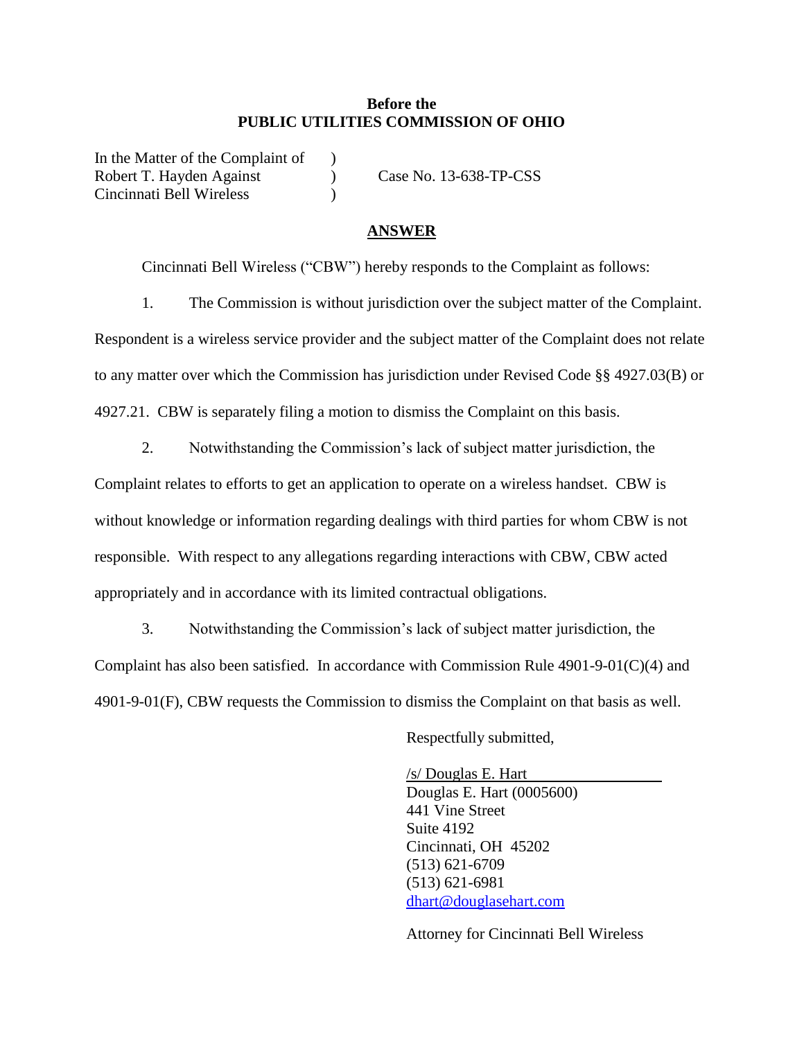**Before the**
**PUBLIC UTILITIES COMMISSION OF OHIO**

In the Matter of the Complaint of )
Robert T. Hayden Against ) Case No. 13-638-TP-CSS
Cincinnati Bell Wireless )

**ANSWER**

Cincinnati Bell Wireless ("CBW") hereby responds to the Complaint as follows:

1. The Commission is without jurisdiction over the subject matter of the Complaint. Respondent is a wireless service provider and the subject matter of the Complaint does not relate to any matter over which the Commission has jurisdiction under Revised Code §§ 4927.03(B) or 4927.21. CBW is separately filing a motion to dismiss the Complaint on this basis.

2. Notwithstanding the Commission's lack of subject matter jurisdiction, the Complaint relates to efforts to get an application to operate on a wireless handset. CBW is without knowledge or information regarding dealings with third parties for whom CBW is not responsible. With respect to any allegations regarding interactions with CBW, CBW acted appropriately and in accordance with its limited contractual obligations.

3. Notwithstanding the Commission's lack of subject matter jurisdiction, the Complaint has also been satisfied. In accordance with Commission Rule 4901-9-01(C)(4) and 4901-9-01(F), CBW requests the Commission to dismiss the Complaint on that basis as well.

Respectfully submitted,

/s/ Douglas E. Hart
Douglas E. Hart (0005600)
441 Vine Street
Suite 4192
Cincinnati, OH 45202
(513) 621-6709
(513) 621-6981
dhart@douglasehart.com

Attorney for Cincinnati Bell Wireless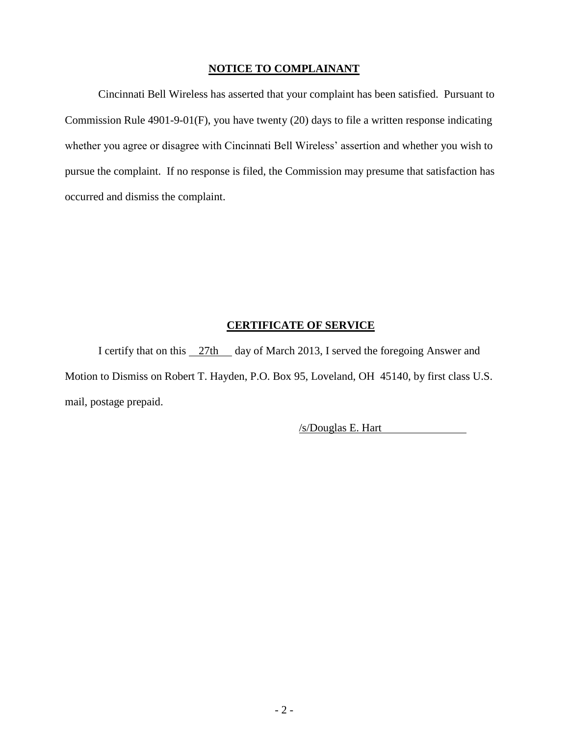**NOTICE TO COMPLAINANT**

Cincinnati Bell Wireless has asserted that your complaint has been satisfied. Pursuant to Commission Rule 4901-9-01(F), you have twenty (20) days to file a written response indicating whether you agree or disagree with Cincinnati Bell Wireless' assertion and whether you wish to pursue the complaint. If no response is filed, the Commission may presume that satisfaction has occurred and dismiss the complaint.

**CERTIFICATE OF SERVICE**

I certify that on this 27th day of March 2013, I served the foregoing Answer and Motion to Dismiss on Robert T. Hayden, P.O. Box 95, Loveland, OH 45140, by first class U.S. mail, postage prepaid.

/s/Douglas E. Hart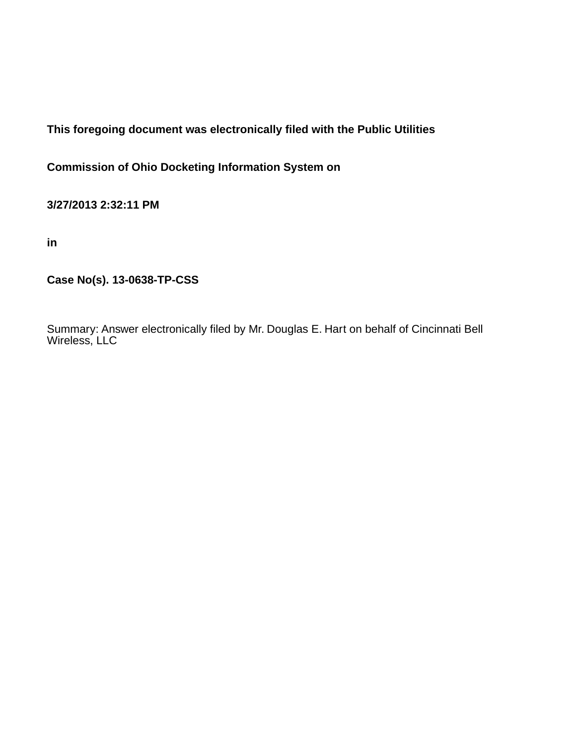**This foregoing document was electronically filed with the Public Utilities**

**Commission of Ohio Docketing Information System on**

**3/27/2013 2:32:11 PM**

**in**

**Case No(s). 13-0638-TP-CSS**

Summary: Answer electronically filed by Mr. Douglas E. Hart on behalf of Cincinnati Bell Wireless, LLC